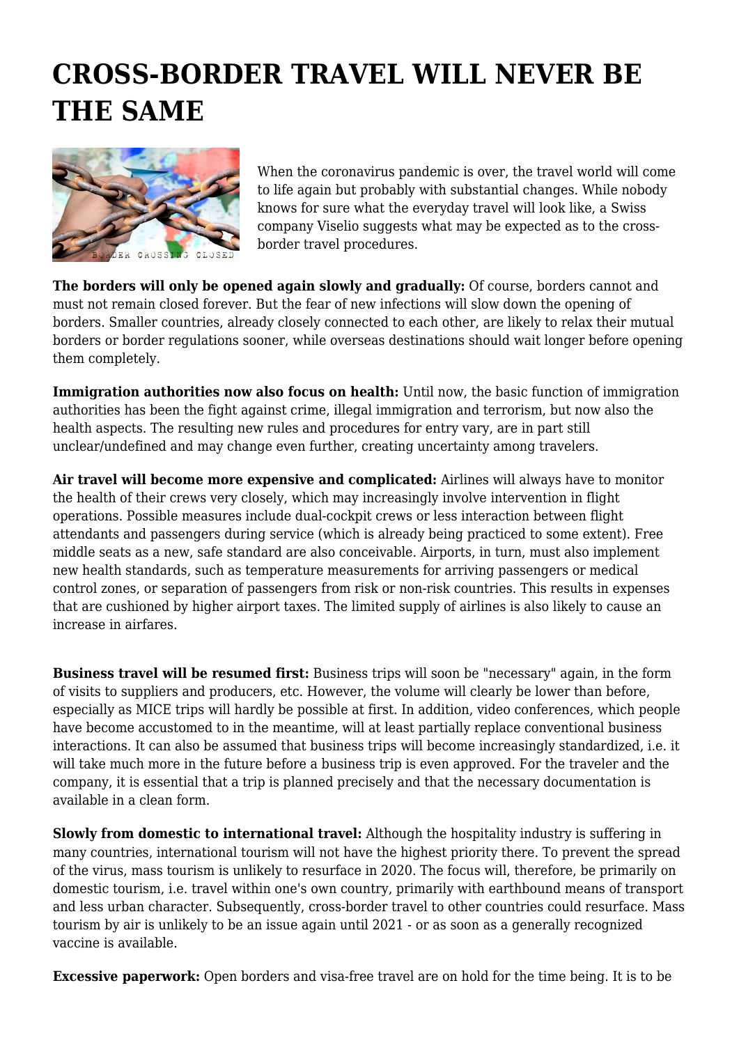# CROSS-BORDER TRAVEL WILL NEVER BE THE SAME

When the coronavirus pandemic is over, the travel world will come to life again but probably with substantial changes. While nobody knows for sure what the everyday travel will look like, a Swiss company Viselio suggests what may be expected as to the cross-border travel procedures.

**The borders will only be opened again slowly and gradually:** Of course, borders cannot and must not remain closed forever. But the fear of new infections will slow down the opening of borders. Smaller countries, already closely connected to each other, are likely to relax their mutual borders or border regulations sooner, while overseas destinations should wait longer before opening them completely.

**Immigration authorities now also focus on health:** Until now, the basic function of immigration authorities has been the fight against crime, illegal immigration and terrorism, but now also the health aspects. The resulting new rules and procedures for entry vary, are in part still unclear/undefined and may change even further, creating uncertainty among travelers.

**Air travel will become more expensive and complicated:** Airlines will always have to monitor the health of their crews very closely, which may increasingly involve intervention in flight operations. Possible measures include dual-cockpit crews or less interaction between flight attendants and passengers during service (which is already being practiced to some extent). Free middle seats as a new, safe standard are also conceivable. Airports, in turn, must also implement new health standards, such as temperature measurements for arriving passengers or medical control zones, or separation of passengers from risk or non-risk countries. This results in expenses that are cushioned by higher airport taxes. The limited supply of airlines is also likely to cause an increase in airfares.

**Business travel will be resumed first:** Business trips will soon be "necessary" again, in the form of visits to suppliers and producers, etc. However, the volume will clearly be lower than before, especially as MICE trips will hardly be possible at first. In addition, video conferences, which people have become accustomed to in the meantime, will at least partially replace conventional business interactions. It can also be assumed that business trips will become increasingly standardized, i.e. it will take much more in the future before a business trip is even approved. For the traveler and the company, it is essential that a trip is planned precisely and that the necessary documentation is available in a clean form.

**Slowly from domestic to international travel:** Although the hospitality industry is suffering in many countries, international tourism will not have the highest priority there. To prevent the spread of the virus, mass tourism is unlikely to resurface in 2020. The focus will, therefore, be primarily on domestic tourism, i.e. travel within one's own country, primarily with earthbound means of transport and less urban character. Subsequently, cross-border travel to other countries could resurface. Mass tourism by air is unlikely to be an issue again until 2021 - or as soon as a generally recognized vaccine is available.

**Excessive paperwork:** Open borders and visa-free travel are on hold for the time being. It is to be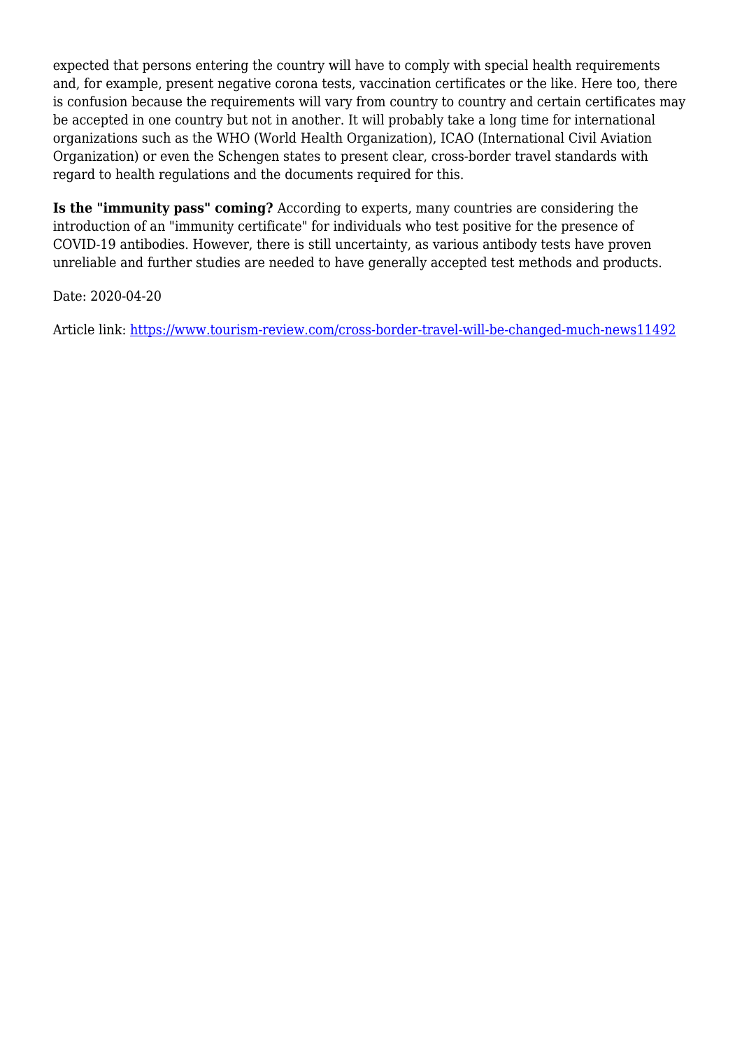expected that persons entering the country will have to comply with special health requirements and, for example, present negative corona tests, vaccination certificates or the like. Here too, there is confusion because the requirements will vary from country to country and certain certificates may be accepted in one country but not in another. It will probably take a long time for international organizations such as the WHO (World Health Organization), ICAO (International Civil Aviation Organization) or even the Schengen states to present clear, cross-border travel standards with regard to health regulations and the documents required for this.

**Is the "immunity pass" coming?** According to experts, many countries are considering the introduction of an "immunity certificate" for individuals who test positive for the presence of COVID-19 antibodies. However, there is still uncertainty, as various antibody tests have proven unreliable and further studies are needed to have generally accepted test methods and products.

Date: 2020-04-20

Article link: [https://www.tourism-review.com/cross-border-travel-will-be-changed-much-news11492](https://www.tourism-review.com/cross-border-travel-will-be-changed-much-news11492)